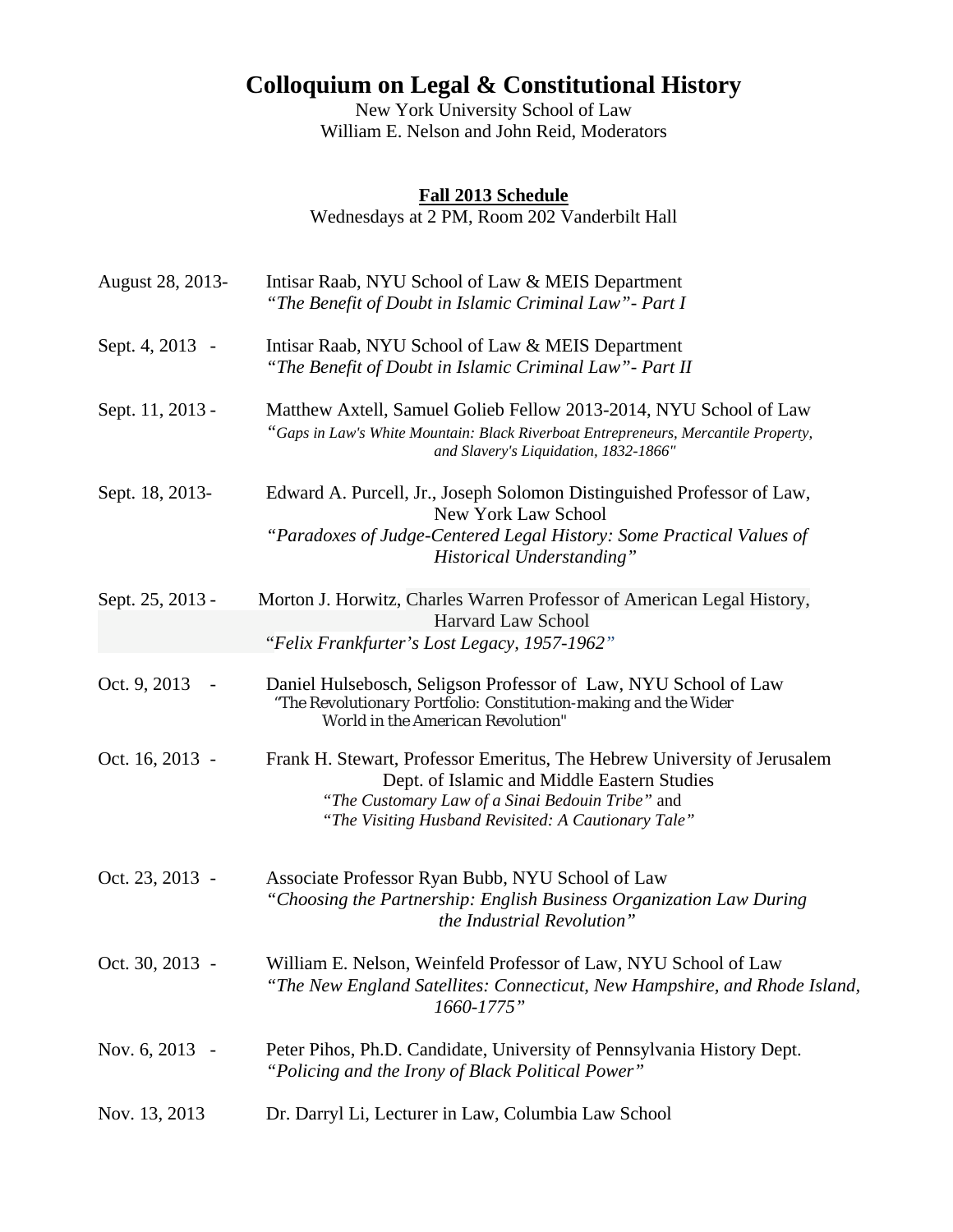# Colloquium on Legal & Constitutional History

New York University School of Law
William E. Nelson and John Reid, Moderators

**Fall 2013 Schedule**

Wednesdays at 2 PM, Room 202 Vanderbilt Hall

August 28, 2013- Intisar Raab, NYU School of Law & MEIS Department
*"The Benefit of Doubt in Islamic Criminal Law"- Part I*

Sept. 4, 2013 - Intisar Raab, NYU School of Law & MEIS Department
*"The Benefit of Doubt in Islamic Criminal Law"- Part II*

Sept. 11, 2013 - Matthew Axtell, Samuel Golieb Fellow 2013-2014, NYU School of Law
*"Gaps in Law's White Mountain: Black Riverboat Entrepreneurs, Mercantile Property, and Slavery's Liquidation, 1832-1866"*

Sept. 18, 2013- Edward A. Purcell, Jr., Joseph Solomon Distinguished Professor of Law, New York Law School
*"Paradoxes of Judge-Centered Legal History: Some Practical Values of Historical Understanding"*

Sept. 25, 2013 - Morton J. Horwitz, Charles Warren Professor of American Legal History, Harvard Law School
*"Felix Frankfurter's Lost Legacy, 1957-1962"*

Oct. 9, 2013 - Daniel Hulsebosch, Seligson Professor of Law, NYU School of Law
*"The Revolutionary Portfolio: Constitution-making and the Wider World in the American Revolution"*

Oct. 16, 2013 - Frank H. Stewart, Professor Emeritus, The Hebrew University of Jerusalem Dept. of Islamic and Middle Eastern Studies
*"The Customary Law of a Sinai Bedouin Tribe"* and
*"The Visiting Husband Revisited: A Cautionary Tale"*

Oct. 23, 2013 - Associate Professor Ryan Bubb, NYU School of Law
*"Choosing the Partnership: English Business Organization Law During the Industrial Revolution"*

Oct. 30, 2013 - William E. Nelson, Weinfeld Professor of Law, NYU School of Law
*"The New England Satellites: Connecticut, New Hampshire, and Rhode Island, 1660-1775"*

Nov. 6, 2013 - Peter Pihos, Ph.D. Candidate, University of Pennsylvania History Dept.
*"Policing and the Irony of Black Political Power"*

Nov. 13, 2013 Dr. Darryl Li, Lecturer in Law, Columbia Law School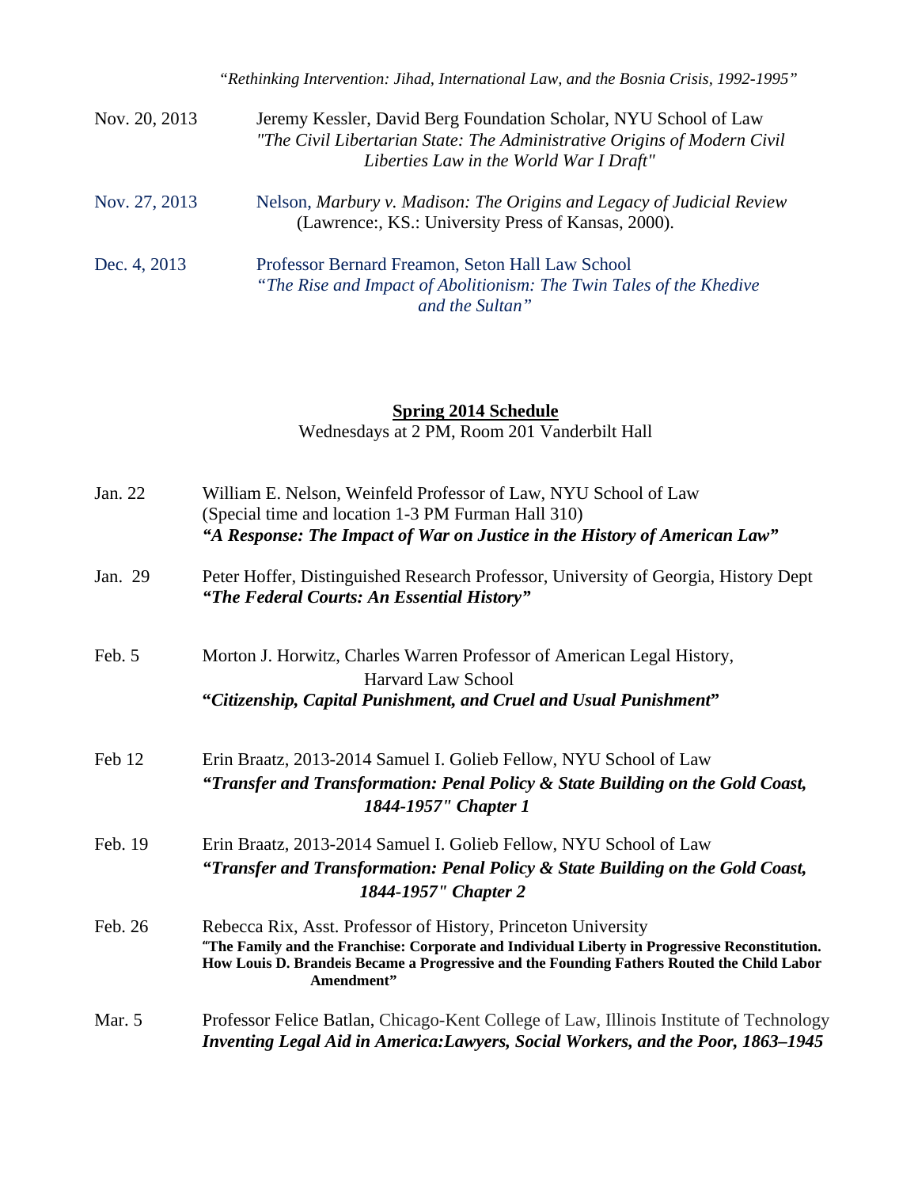*"Rethinking Intervention: Jihad, International Law, and the Bosnia Crisis, 1992-1995"*

Nov. 20, 2013 — Jeremy Kessler, David Berg Foundation Scholar, NYU School of Law
*"The Civil Libertarian State: The Administrative Origins of Modern Civil Liberties Law in the World War I Draft"*

Nov. 27, 2013 — Nelson, *Marbury v. Madison: The Origins and Legacy of Judicial Review* (Lawrence:, KS.: University Press of Kansas, 2000).

Dec. 4, 2013 — Professor Bernard Freamon, Seton Hall Law School
*"The Rise and Impact of Abolitionism: The Twin Tales of the Khedive and the Sultan"*

## Spring 2014 Schedule

Wednesdays at 2 PM, Room 201 Vanderbilt Hall

Jan. 22 — William E. Nelson, Weinfeld Professor of Law, NYU School of Law
(Special time and location 1-3 PM Furman Hall 310)
***"A Response: The Impact of War on Justice in the History of American Law"***

Jan. 29 — Peter Hoffer, Distinguished Research Professor, University of Georgia, History Dept
***"The Federal Courts: An Essential History"***

Feb. 5 — Morton J. Horwitz, Charles Warren Professor of American Legal History, Harvard Law School
***"Citizenship, Capital Punishment, and Cruel and Usual Punishment"***

Feb 12 — Erin Braatz, 2013-2014 Samuel I. Golieb Fellow, NYU School of Law
***"Transfer and Transformation: Penal Policy & State Building on the Gold Coast, 1844-1957" Chapter 1***

Feb. 19 — Erin Braatz, 2013-2014 Samuel I. Golieb Fellow, NYU School of Law
***"Transfer and Transformation: Penal Policy & State Building on the Gold Coast, 1844-1957" Chapter 2***

Feb. 26 — Rebecca Rix, Asst. Professor of History, Princeton University
**"The Family and the Franchise: Corporate and Individual Liberty in Progressive Reconstitution. How Louis D. Brandeis Became a Progressive and the Founding Fathers Routed the Child Labor Amendment"**

Mar. 5 — Professor Felice Batlan, Chicago-Kent College of Law, Illinois Institute of Technology
***Inventing Legal Aid in America:Lawyers, Social Workers, and the Poor, 1863–1945***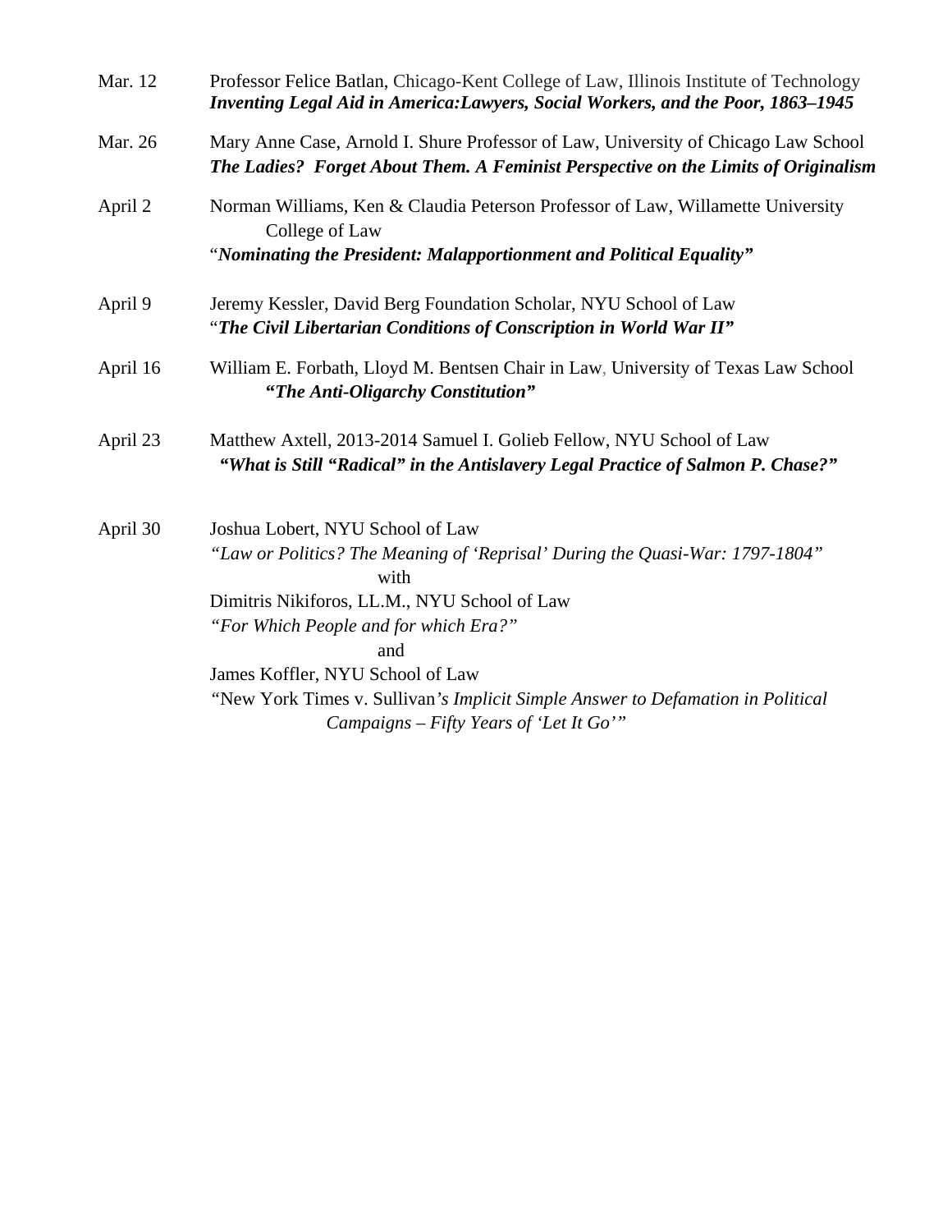Mar. 12 Professor Felice Batlan, Chicago-Kent College of Law, Illinois Institute of Technology
***Inventing Legal Aid in America:Lawyers, Social Workers, and the Poor, 1863–1945***

Mar. 26 Mary Anne Case, Arnold I. Shure Professor of Law, University of Chicago Law School
***The Ladies? Forget About Them. A Feminist Perspective on the Limits of Originalism***

April 2 Norman Williams, Ken & Claudia Peterson Professor of Law, Willamette University College of Law
"***Nominating the President: Malapportionment and Political Equality***"

April 9 Jeremy Kessler, David Berg Foundation Scholar, NYU School of Law
"***The Civil Libertarian Conditions of Conscription in World War II***"

April 16 William E. Forbath, Lloyd M. Bentsen Chair in Law, University of Texas Law School
***"The Anti-Oligarchy Constitution"***

April 23 Matthew Axtell, 2013-2014 Samuel I. Golieb Fellow, NYU School of Law
***"What is Still "Radical" in the Antislavery Legal Practice of Salmon P. Chase?"***

April 30 Joshua Lobert, NYU School of Law
*"Law or Politics? The Meaning of 'Reprisal' During the Quasi-War: 1797-1804"*

with

Dimitris Nikiforos, LL.M., NYU School of Law
*"For Which People and for which Era?"*

and

James Koffler, NYU School of Law
"New York Times v. Sullivan*'s Implicit Simple Answer to Defamation in Political Campaigns – Fifty Years of 'Let It Go'"*